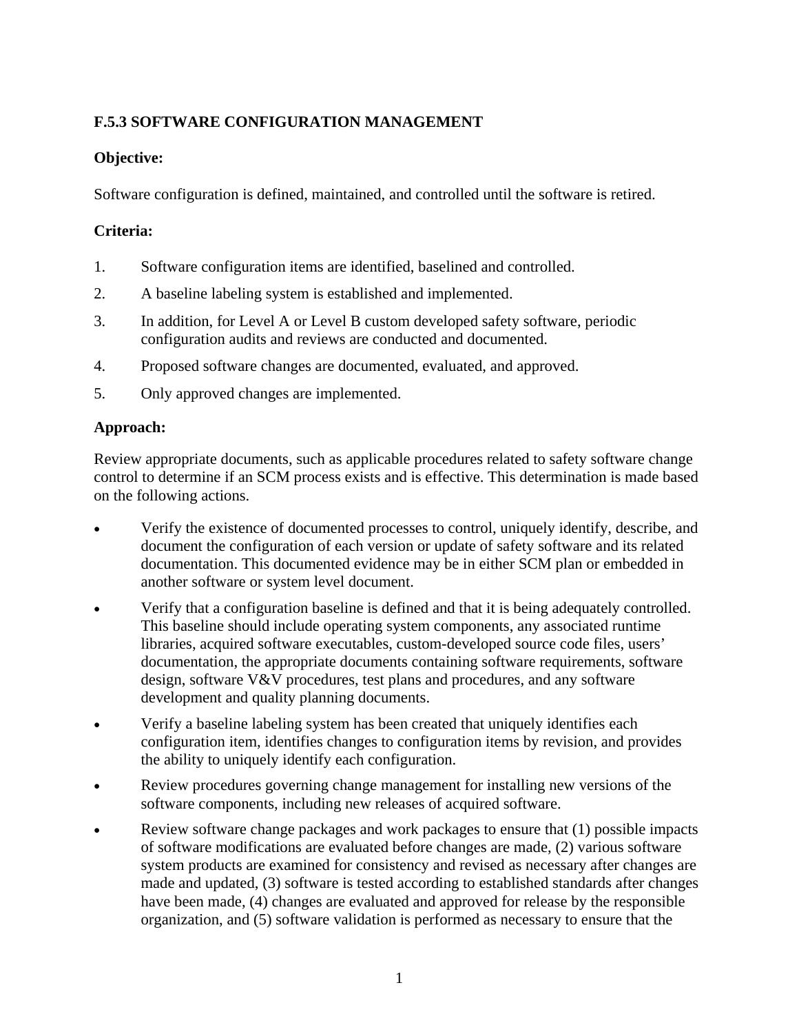### F.5.3 SOFTWARE CONFIGURATION MANAGEMENT

**Objective:**

Software configuration is defined, maintained, and controlled until the software is retired.

**Criteria:**

1. Software configuration items are identified, baselined and controlled.
2. A baseline labeling system is established and implemented.
3. In addition, for Level A or Level B custom developed safety software, periodic configuration audits and reviews are conducted and documented.
4. Proposed software changes are documented, evaluated, and approved.
5. Only approved changes are implemented.

**Approach:**

Review appropriate documents, such as applicable procedures related to safety software change control to determine if an SCM process exists and is effective. This determination is made based on the following actions.

- Verify the existence of documented processes to control, uniquely identify, describe, and document the configuration of each version or update of safety software and its related documentation. This documented evidence may be in either SCM plan or embedded in another software or system level document.
- Verify that a configuration baseline is defined and that it is being adequately controlled. This baseline should include operating system components, any associated runtime libraries, acquired software executables, custom-developed source code files, users' documentation, the appropriate documents containing software requirements, software design, software V&V procedures, test plans and procedures, and any software development and quality planning documents.
- Verify a baseline labeling system has been created that uniquely identifies each configuration item, identifies changes to configuration items by revision, and provides the ability to uniquely identify each configuration.
- Review procedures governing change management for installing new versions of the software components, including new releases of acquired software.
- Review software change packages and work packages to ensure that (1) possible impacts of software modifications are evaluated before changes are made, (2) various software system products are examined for consistency and revised as necessary after changes are made and updated, (3) software is tested according to established standards after changes have been made, (4) changes are evaluated and approved for release by the responsible organization, and (5) software validation is performed as necessary to ensure that the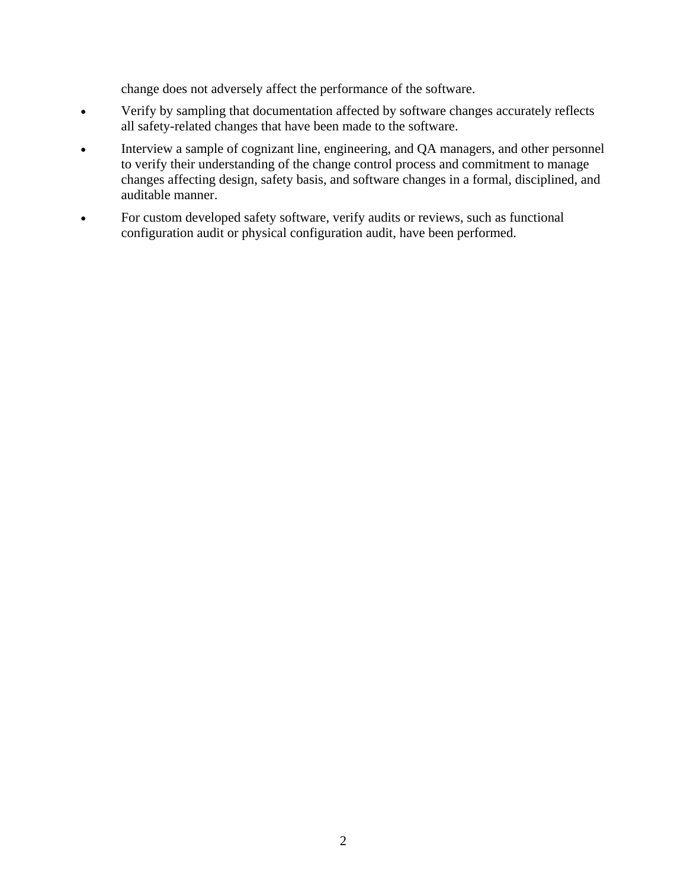change does not adversely affect the performance of the software.

- Verify by sampling that documentation affected by software changes accurately reflects all safety-related changes that have been made to the software.
- Interview a sample of cognizant line, engineering, and QA managers, and other personnel to verify their understanding of the change control process and commitment to manage changes affecting design, safety basis, and software changes in a formal, disciplined, and auditable manner.
- For custom developed safety software, verify audits or reviews, such as functional configuration audit or physical configuration audit, have been performed.